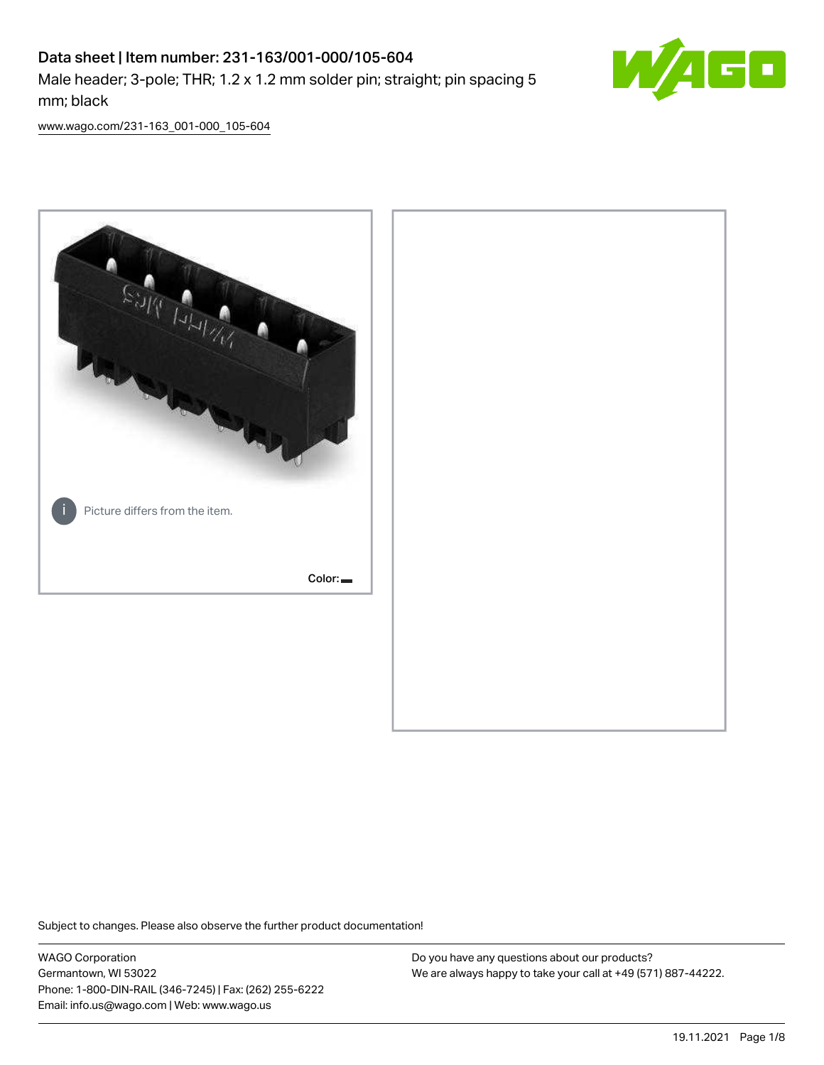# Data sheet | Item number: 231-163/001-000/105-604

Male header; 3-pole; THR; 1.2 x 1.2 mm solder pin; straight; pin spacing 5 mm; black

www.wago.com/231-163_001-000_105-604

Picture differs from the item.

Color:

Subject to changes. Please also observe the further product documentation!

WAGO Corporation
Germantown, WI 53022
Phone: 1-800-DIN-RAIL (346-7245) | Fax: (262) 255-6222
Email: info.us@wago.com | Web: www.wago.us

Do you have any questions about our products?
We are always happy to take your call at +49 (571) 887-44222.

19.11.2021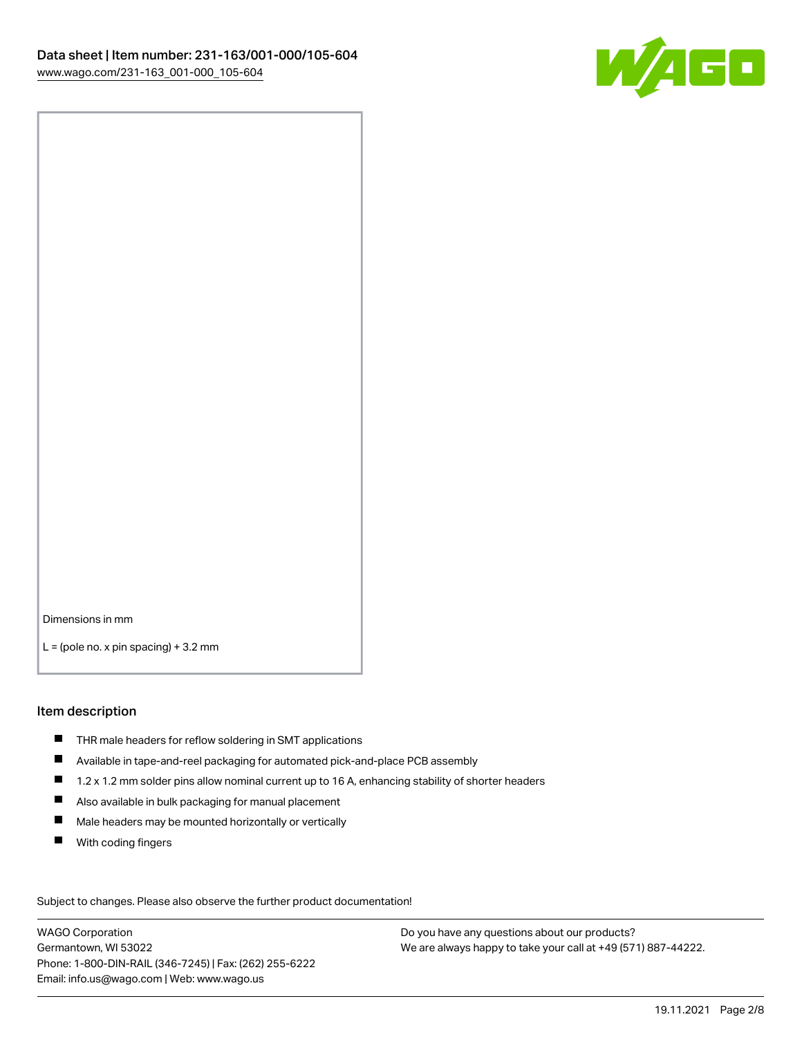Dimensions in mm

L = (pole no. x pin spacing) + 3.2 mm

## Item description

- THR male headers for reflow soldering in SMT applications
- Available in tape-and-reel packaging for automated pick-and-place PCB assembly
- 1.2 x 1.2 mm solder pins allow nominal current up to 16 A, enhancing stability of shorter headers
- Also available in bulk packaging for manual placement
- Male headers may be mounted horizontally or vertically
- With coding fingers

Subject to changes. Please also observe the further product documentation!

WAGO Corporation
Germantown, WI 53022
Phone: 1-800-DIN-RAIL (346-7245) | Fax: (262) 255-6222
Email: info.us@wago.com | Web: www.wago.us

Do you have any questions about our products?
We are always happy to take your call at +49 (571) 887-44222.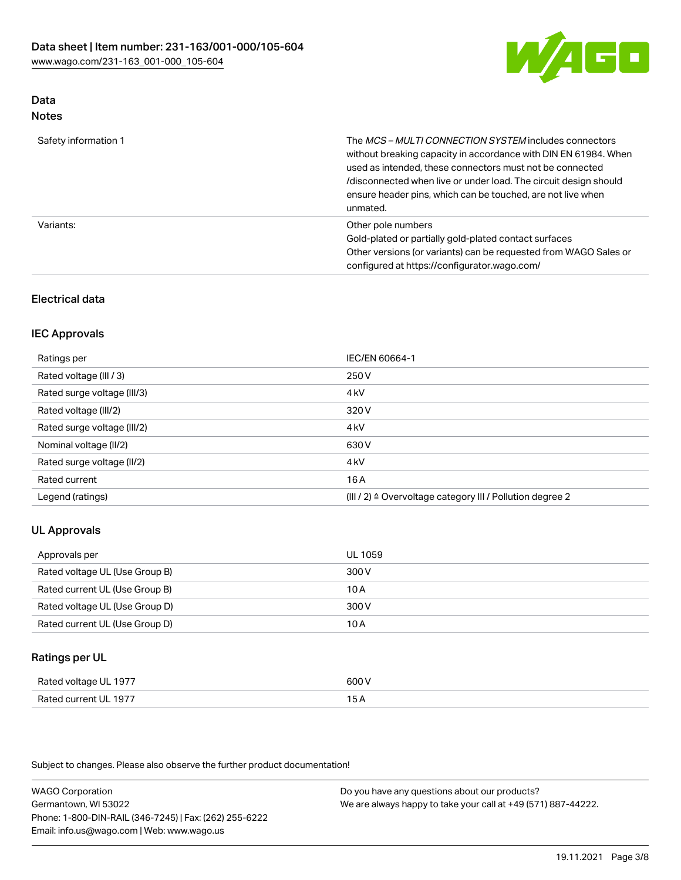## Data
### Notes

| | |
|---|---|
| Safety information 1 | The *MCS – MULTI CONNECTION SYSTEM* includes connectors without breaking capacity in accordance with DIN EN 61984. When used as intended, these connectors must not be connected /disconnected when live or under load. The circuit design should ensure header pins, which can be touched, are not live when unmated. |
| Variants: | Other pole numbers<br>Gold-plated or partially gold-plated contact surfaces<br>Other versions (or variants) can be requested from WAGO Sales or configured at https://configurator.wago.com/ |

## Electrical data

### IEC Approvals

| | |
|---|---|
| Ratings per | IEC/EN 60664-1 |
| Rated voltage (III / 3) | 250 V |
| Rated surge voltage (III/3) | 4 kV |
| Rated voltage (III/2) | 320 V |
| Rated surge voltage (III/2) | 4 kV |
| Nominal voltage (II/2) | 630 V |
| Rated surge voltage (II/2) | 4 kV |
| Rated current | 16 A |
| Legend (ratings) | (III / 2) ≙ Overvoltage category III / Pollution degree 2 |

### UL Approvals

| | |
|---|---|
| Approvals per | UL 1059 |
| Rated voltage UL (Use Group B) | 300 V |
| Rated current UL (Use Group B) | 10 A |
| Rated voltage UL (Use Group D) | 300 V |
| Rated current UL (Use Group D) | 10 A |

### Ratings per UL

| | |
|---|---|
| Rated voltage UL 1977 | 600 V |
| Rated current UL 1977 | 15 A |

Subject to changes. Please also observe the further product documentation!

WAGO Corporation
Germantown, WI 53022
Phone: 1-800-DIN-RAIL (346-7245) | Fax: (262) 255-6222
Email: info.us@wago.com | Web: www.wago.us

Do you have any questions about our products?
We are always happy to take your call at +49 (571) 887-44222.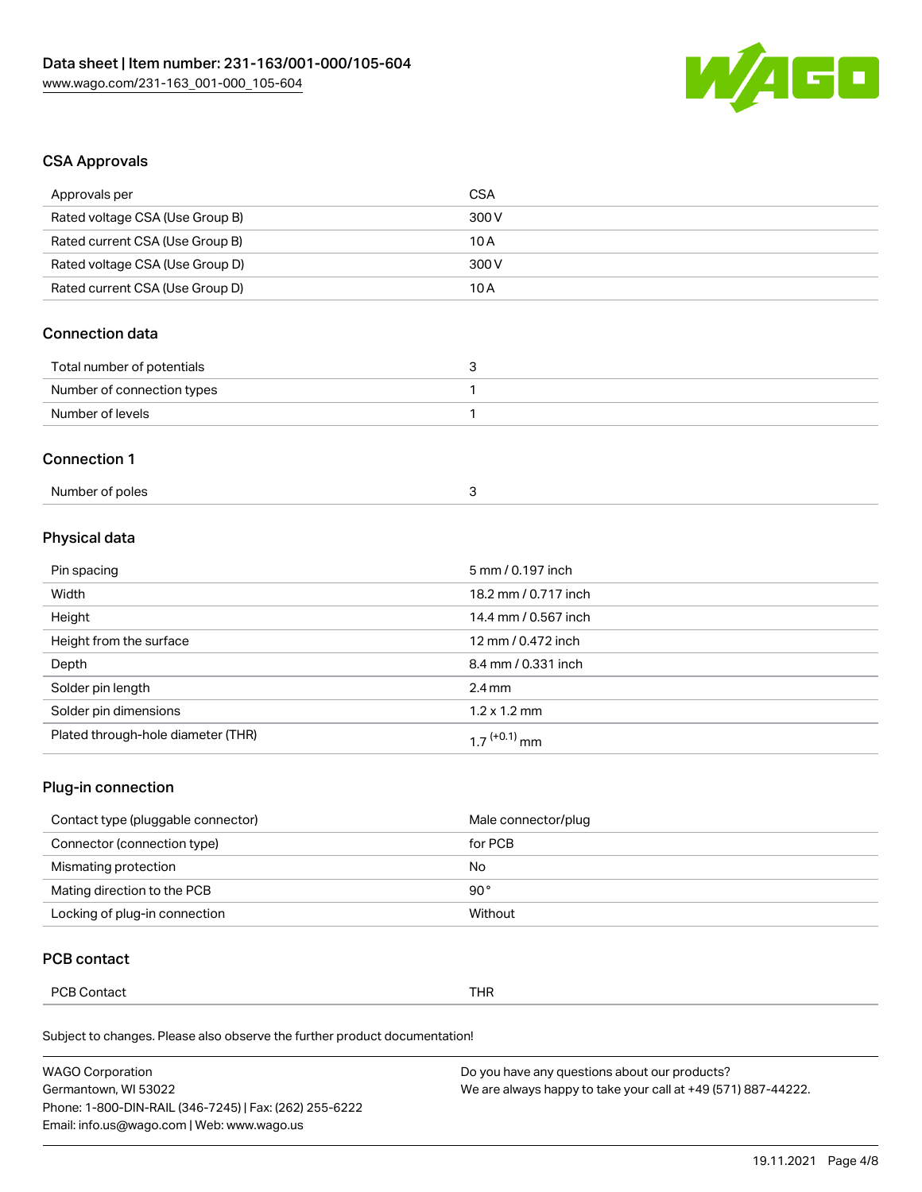## CSA Approvals

| Approvals per | CSA |
| --- | --- |
| Rated voltage CSA (Use Group B) | 300 V |
| Rated current CSA (Use Group B) | 10 A |
| Rated voltage CSA (Use Group D) | 300 V |
| Rated current CSA (Use Group D) | 10 A |

## Connection data

| Total number of potentials | 3 |
| --- | --- |
| Number of connection types | 1 |
| Number of levels | 1 |

## Connection 1

| Number of poles | 3 |
| --- | --- |

## Physical data

| Pin spacing | 5 mm / 0.197 inch |
| --- | --- |
| Width | 18.2 mm / 0.717 inch |
| Height | 14.4 mm / 0.567 inch |
| Height from the surface | 12 mm / 0.472 inch |
| Depth | 8.4 mm / 0.331 inch |
| Solder pin length | 2.4 mm |
| Solder pin dimensions | 1.2 x 1.2 mm |
| Plated through-hole diameter (THR) | $1.7^{(+0.1)}$ mm |

## Plug-in connection

| Contact type (pluggable connector) | Male connector/plug |
| --- | --- |
| Connector (connection type) | for PCB |
| Mismating protection | No |
| Mating direction to the PCB | 90° |
| Locking of plug-in connection | Without |

## PCB contact

| PCB Contact | THR |
| --- | --- |

Subject to changes. Please also observe the further product documentation!

WAGO Corporation
Germantown, WI 53022
Phone: 1-800-DIN-RAIL (346-7245) | Fax: (262) 255-6222
Email: info.us@wago.com | Web: www.wago.us

Do you have any questions about our products?
We are always happy to take your call at +49 (571) 887-44222.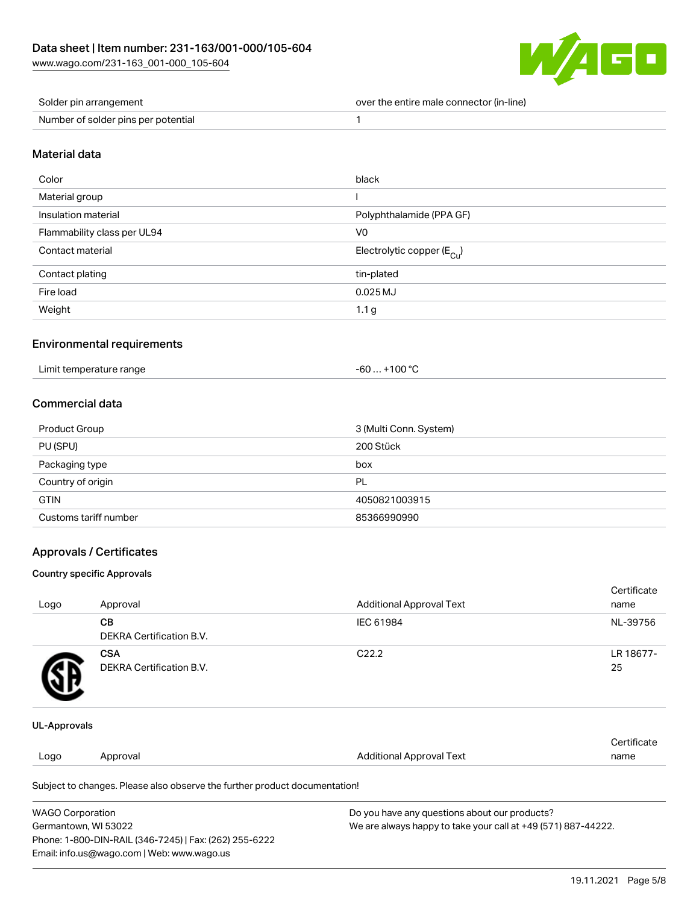| Solder pin arrangement | over the entire male connector (in-line) |
| --- | --- |
| Number of solder pins per potential | 1 |

## Material data

| Color | black |
| --- | --- |
| Material group | I |
| Insulation material | Polyphthalamide (PPA GF) |
| Flammability class per UL94 | V0 |
| Contact material | Electrolytic copper ($E_{Cu}$) |
| Contact plating | tin-plated |
| Fire load | 0.025 MJ |
| Weight | 1.1 g |

## Environmental requirements

| Limit temperature range | -60 … +100 °C |
| --- | --- |

## Commercial data

| Product Group | 3 (Multi Conn. System) |
| --- | --- |
| PU (SPU) | 200 Stück |
| Packaging type | box |
| Country of origin | PL |
| GTIN | 4050821003915 |
| Customs tariff number | 85366990990 |

## Approvals / Certificates

### Country specific Approvals

| Logo | Approval | Additional Approval Text | Certificate name |
| --- | --- | --- | --- |
| | **CB** DEKRA Certification B.V. | IEC 61984 | NL-39756 |
| | **CSA** DEKRA Certification B.V. | C22.2 | LR 18677-25 |

### UL-Approvals

| Logo | Approval | Additional Approval Text | Certificate name |
| --- | --- | --- | --- |

Subject to changes. Please also observe the further product documentation!

WAGO Corporation
Germantown, WI 53022
Phone: 1-800-DIN-RAIL (346-7245) | Fax: (262) 255-6222
Email: info.us@wago.com | Web: www.wago.us

Do you have any questions about our products?
We are always happy to take your call at +49 (571) 887-44222.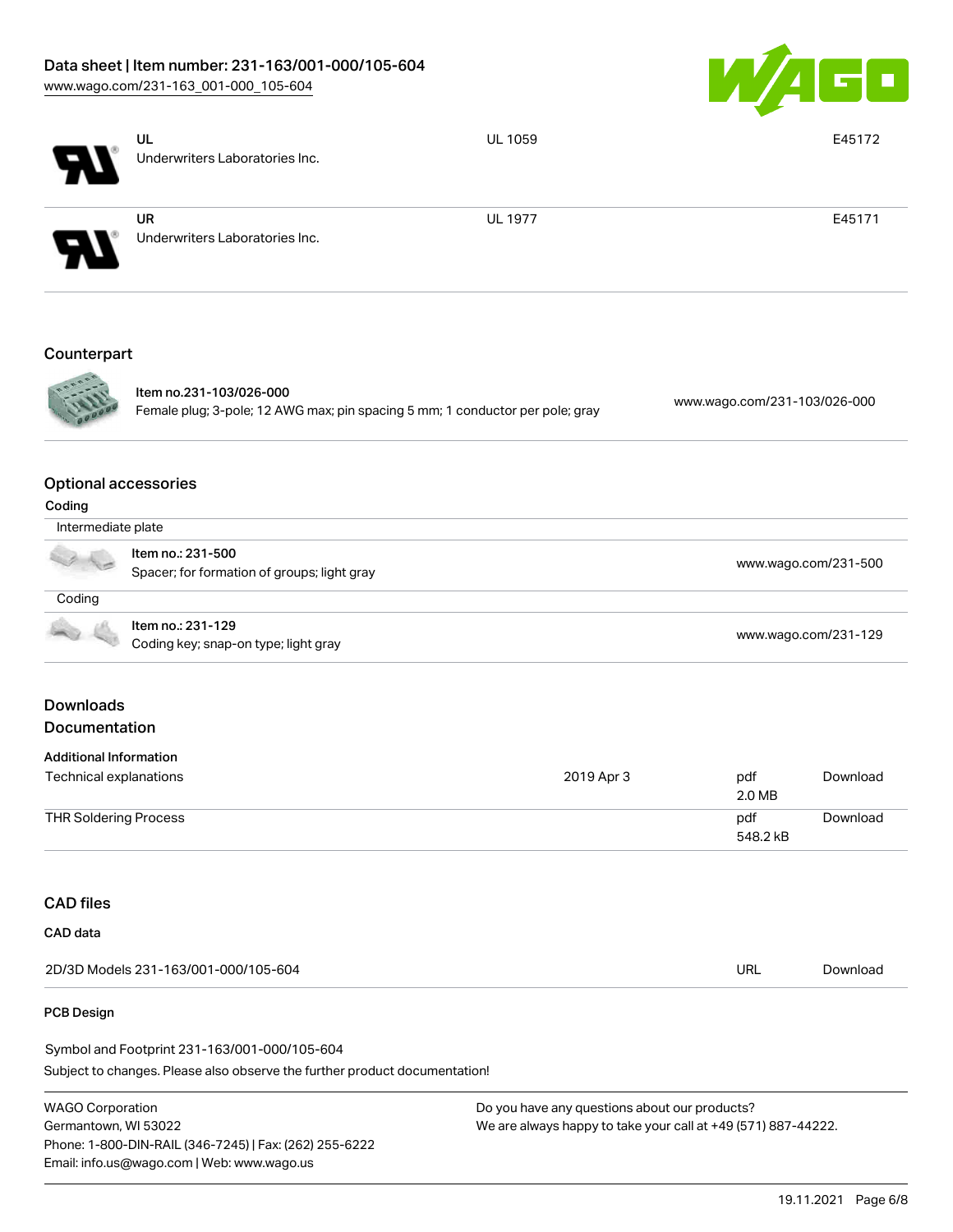| | | | |
|---|---|---|---|
| | UL<br>Underwriters Laboratories Inc. | UL 1059 | E45172 |
| | UR<br>Underwriters Laboratories Inc. | UL 1977 | E45171 |

## Counterpart

| | | |
|---|---|---|
| | Item no.231-103/026-000<br>Female plug; 3-pole; 12 AWG max; pin spacing 5 mm; 1 conductor per pole; gray | www.wago.com/231-103/026-000 |

## Optional accessories

**Coding**

| | | |
|---|---|---|
| Intermediate plate | | |
| | Item no.: 231-500<br>Spacer; for formation of groups; light gray | www.wago.com/231-500 |
| Coding | | |
| | Item no.: 231-129<br>Coding key; snap-on type; light gray | www.wago.com/231-129 |

## Downloads

## Documentation

**Additional Information**

| | | | |
|---|---|---|---|
| Technical explanations | 2019 Apr 3 | pdf<br>2.0 MB | Download |
| THR Soldering Process | | pdf<br>548.2 kB | Download |

## CAD files

**CAD data**

| | | |
|---|---|---|
| 2D/3D Models 231-163/001-000/105-604 | URL | Download |

**PCB Design**

Symbol and Footprint 231-163/001-000/105-604

Subject to changes. Please also observe the further product documentation!

WAGO Corporation
Germantown, WI 53022
Phone: 1-800-DIN-RAIL (346-7245) | Fax: (262) 255-6222
Email: info.us@wago.com | Web: www.wago.us

Do you have any questions about our products?
We are always happy to take your call at +49 (571) 887-44222.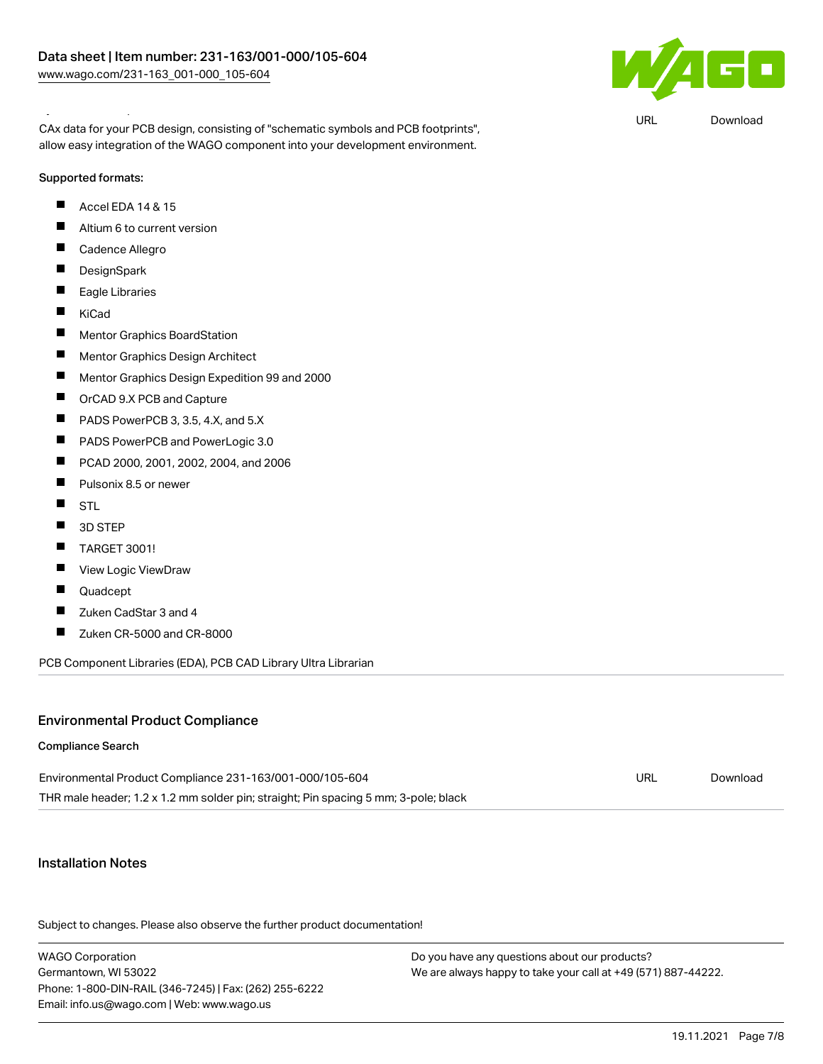CAx data for your PCB design, consisting of "schematic symbols and PCB footprints", allow easy integration of the WAGO component into your development environment.

URL Download

**Supported formats:**

- Accel EDA 14 & 15
- Altium 6 to current version
- Cadence Allegro
- DesignSpark
- Eagle Libraries
- KiCad
- Mentor Graphics BoardStation
- Mentor Graphics Design Architect
- Mentor Graphics Design Expedition 99 and 2000
- OrCAD 9.X PCB and Capture
- PADS PowerPCB 3, 3.5, 4.X, and 5.X
- PADS PowerPCB and PowerLogic 3.0
- PCAD 2000, 2001, 2002, 2004, and 2006
- Pulsonix 8.5 or newer
- STL
- 3D STEP
- TARGET 3001!
- View Logic ViewDraw
- Quadcept
- Zuken CadStar 3 and 4
- Zuken CR-5000 and CR-8000

PCB Component Libraries (EDA), PCB CAD Library Ultra Librarian

## Environmental Product Compliance

### Compliance Search

| | | |
|---|---|---|
| Environmental Product Compliance 231-163/001-000/105-604 | URL | Download |
| THR male header; 1.2 x 1.2 mm solder pin; straight; Pin spacing 5 mm; 3-pole; black | | |

## Installation Notes

Subject to changes. Please also observe the further product documentation!

WAGO Corporation
Germantown, WI 53022
Phone: 1-800-DIN-RAIL (346-7245) | Fax: (262) 255-6222
Email: info.us@wago.com | Web: www.wago.us

Do you have any questions about our products?
We are always happy to take your call at +49 (571) 887-44222.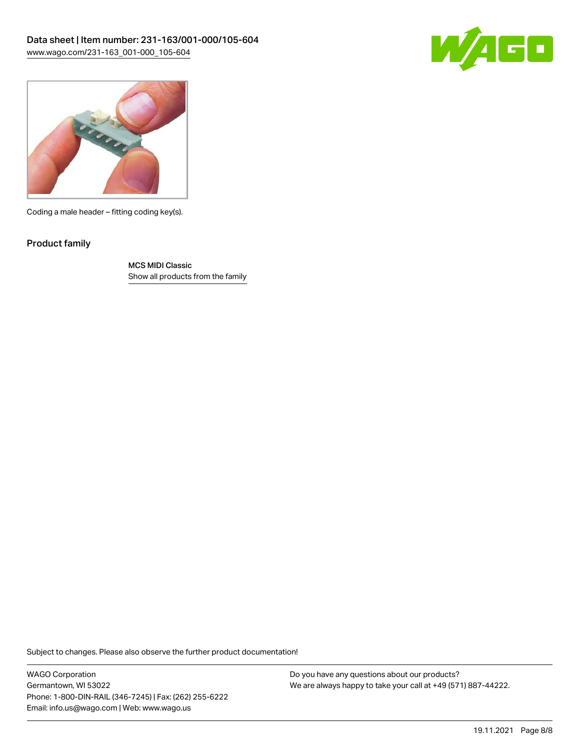Coding a male header – fitting coding key(s).

## Product family

MCS MIDI Classic
Show all products from the family

Subject to changes. Please also observe the further product documentation!

WAGO Corporation
Germantown, WI 53022
Phone: 1-800-DIN-RAIL (346-7245) | Fax: (262) 255-6222
Email: info.us@wago.com | Web: www.wago.us

Do you have any questions about our products?
We are always happy to take your call at +49 (571) 887-44222.